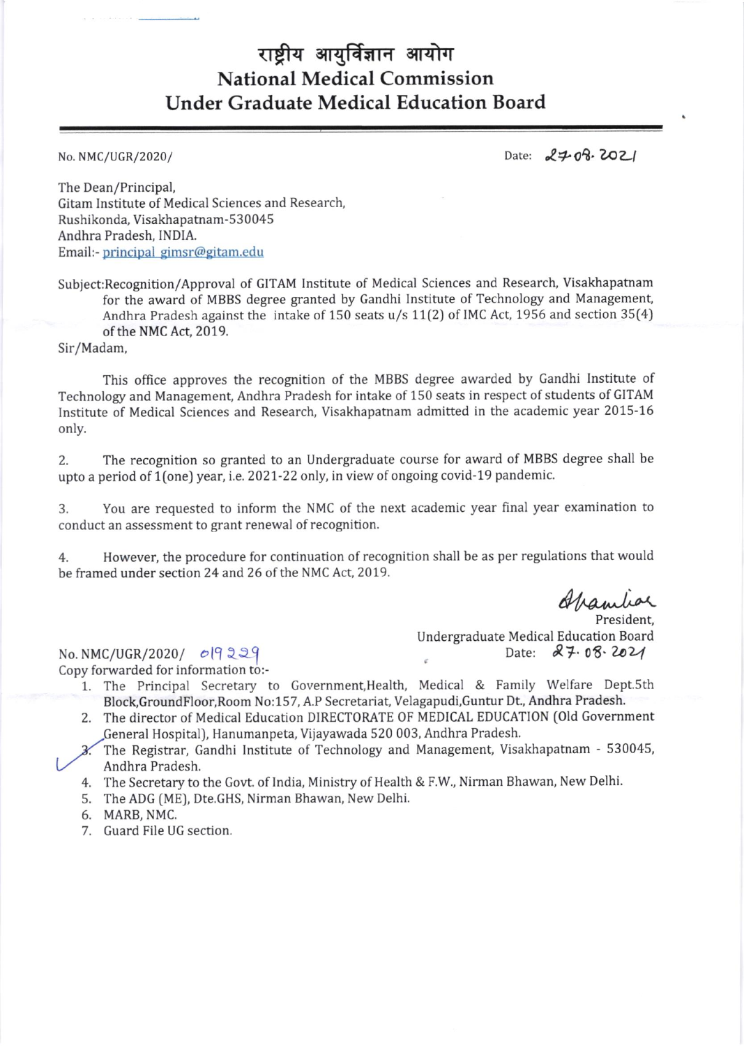# राष्ट्रीय आयुर्विज्ञान आयोग
# National Medical Commission
# Under Graduate Medical Education Board

No. NMC/UGR/2020/

Date: 27-08-2021

The Dean/Principal,
Gitam Institute of Medical Sciences and Research,
Rushikonda, Visakhapatnam-530045
Andhra Pradesh, INDIA.
Email:- principal_gimsr@gitam.edu

Subject:Recognition/Approval of GITAM Institute of Medical Sciences and Research, Visakhapatnam for the award of MBBS degree granted by Gandhi Institute of Technology and Management, Andhra Pradesh against the intake of 150 seats u/s 11(2) of IMC Act, 1956 and section 35(4) of the NMC Act, 2019.

Sir/Madam,

This office approves the recognition of the MBBS degree awarded by Gandhi Institute of Technology and Management, Andhra Pradesh for intake of 150 seats in respect of students of GITAM Institute of Medical Sciences and Research, Visakhapatnam admitted in the academic year 2015-16 only.

2. The recognition so granted to an Undergraduate course for award of MBBS degree shall be upto a period of 1(one) year, i.e. 2021-22 only, in view of ongoing covid-19 pandemic.

3. You are requested to inform the NMC of the next academic year final year examination to conduct an assessment to grant renewal of recognition.

4. However, the procedure for continuation of recognition shall be as per regulations that would be framed under section 24 and 26 of the NMC Act, 2019.

President,
Undergraduate Medical Education Board

No. NMC/UGR/2020/ 019229

Date: 27-08-2021

Copy forwarded for information to:-

1. The Principal Secretary to Government,Health, Medical & Family Welfare Dept.5th Block,GroundFloor,Room No:157, A.P Secretariat, Velagapudi,Guntur Dt., Andhra Pradesh.
2. The director of Medical Education DIRECTORATE OF MEDICAL EDUCATION (Old Government General Hospital), Hanumanpeta, Vijayawada 520 003, Andhra Pradesh.
3. The Registrar, Gandhi Institute of Technology and Management, Visakhapatnam - 530045, Andhra Pradesh.
4. The Secretary to the Govt. of India, Ministry of Health & F.W., Nirman Bhawan, New Delhi.
5. The ADG (ME), Dte.GHS, Nirman Bhawan, New Delhi.
6. MARB, NMC.
7. Guard File UG section.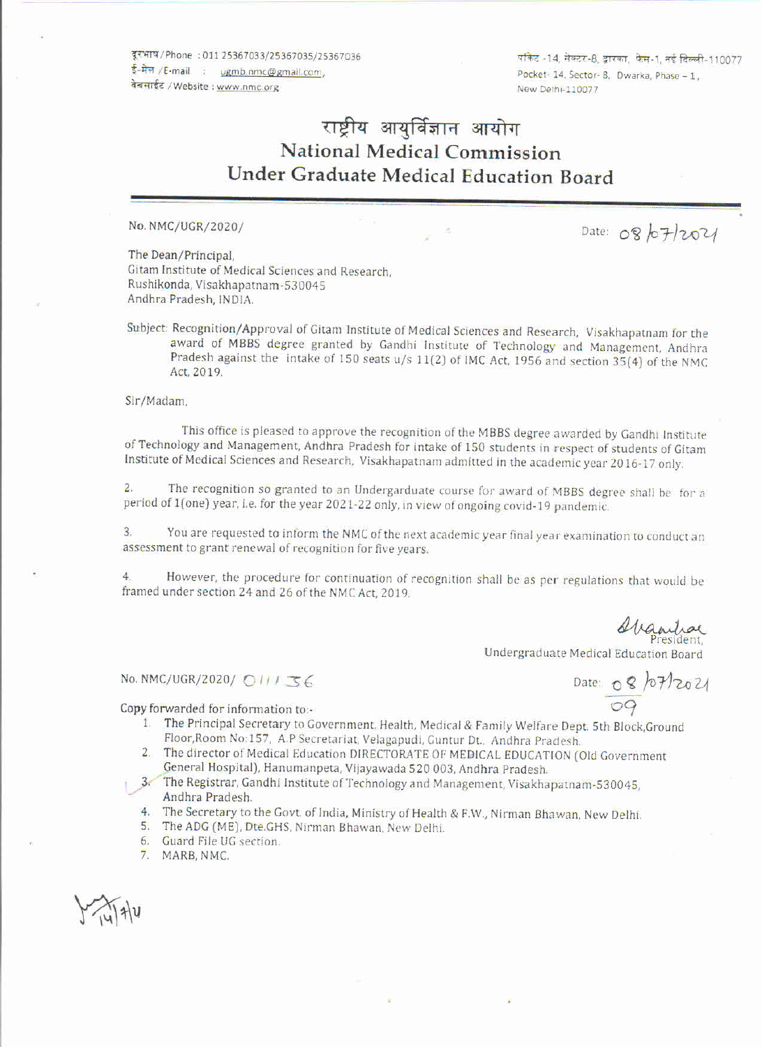दूरभाष/Phone : 011 25367033/25367035/25367036
ई-मेल /E-mail : ugmb.nmc@gmail.com,
वेबसाईट /Website : www.nmc.org

पॉकेट -14, सेक्टर-8, द्वारका, फेस-1, नई दिल्ली-110077
Pocket- 14, Sector- 8, Dwarka, Phase – 1,
New Delhi-110077

# राष्ट्रीय आयुर्विज्ञान आयोग
# National Medical Commission
## Under Graduate Medical Education Board

No. NMC/UGR/2020/

Date: 08/07/2021

The Dean/Principal,
Gitam Institute of Medical Sciences and Research,
Rushikonda, Visakhapatnam-530045
Andhra Pradesh, INDIA.

Subject: Recognition/Approval of Gitam Institute of Medical Sciences and Research, Visakhapatnam for the award of MBBS degree granted by Gandhi Institute of Technology and Management, Andhra Pradesh against the intake of 150 seats u/s 11(2) of IMC Act, 1956 and section 35(4) of the NMC Act, 2019.

Sir/Madam,

This office is pleased to approve the recognition of the MBBS degree awarded by Gandhi Institute of Technology and Management, Andhra Pradesh for intake of 150 students in respect of students of Gitam Institute of Medical Sciences and Research, Visakhapatnam admitted in the academic year 2016-17 only.

2. The recognition so granted to an Undergarduate course for award of MBBS degree shall be for a period of 1(one) year, i.e. for the year 2021-22 only, in view of ongoing covid-19 pandemic.

3. You are requested to inform the NMC of the next academic year final year examination to conduct an assessment to grant renewal of recognition for five years.

4. However, the procedure for continuation of recognition shall be as per regulations that would be framed under section 24 and 26 of the NMC Act, 2019.

President,
Undergraduate Medical Education Board

No. NMC/UGR/2020/ 011136

Date: 08/07/2021 09

Copy forwarded for information to:-

1. The Principal Secretary to Government, Health, Medical & Family Welfare Dept. 5th Block,Ground Floor,Room No:157, A.P Secretariat, Velagapudi, Guntur Dt., Andhra Pradesh.
2. The director of Medical Education DIRECTORATE OF MEDICAL EDUCATION (Old Government General Hospital), Hanumanpeta, Vijayawada 520 003, Andhra Pradesh.
3. The Registrar, Gandhi Institute of Technology and Management, Visakhapatnam-530045, Andhra Pradesh.
4. The Secretary to the Govt. of India, Ministry of Health & F.W., Nirman Bhawan, New Delhi.
5. The ADG (ME), Dte.GHS, Nirman Bhawan, New Delhi.
6. Guard File UG section.
7. MARB, NMC.